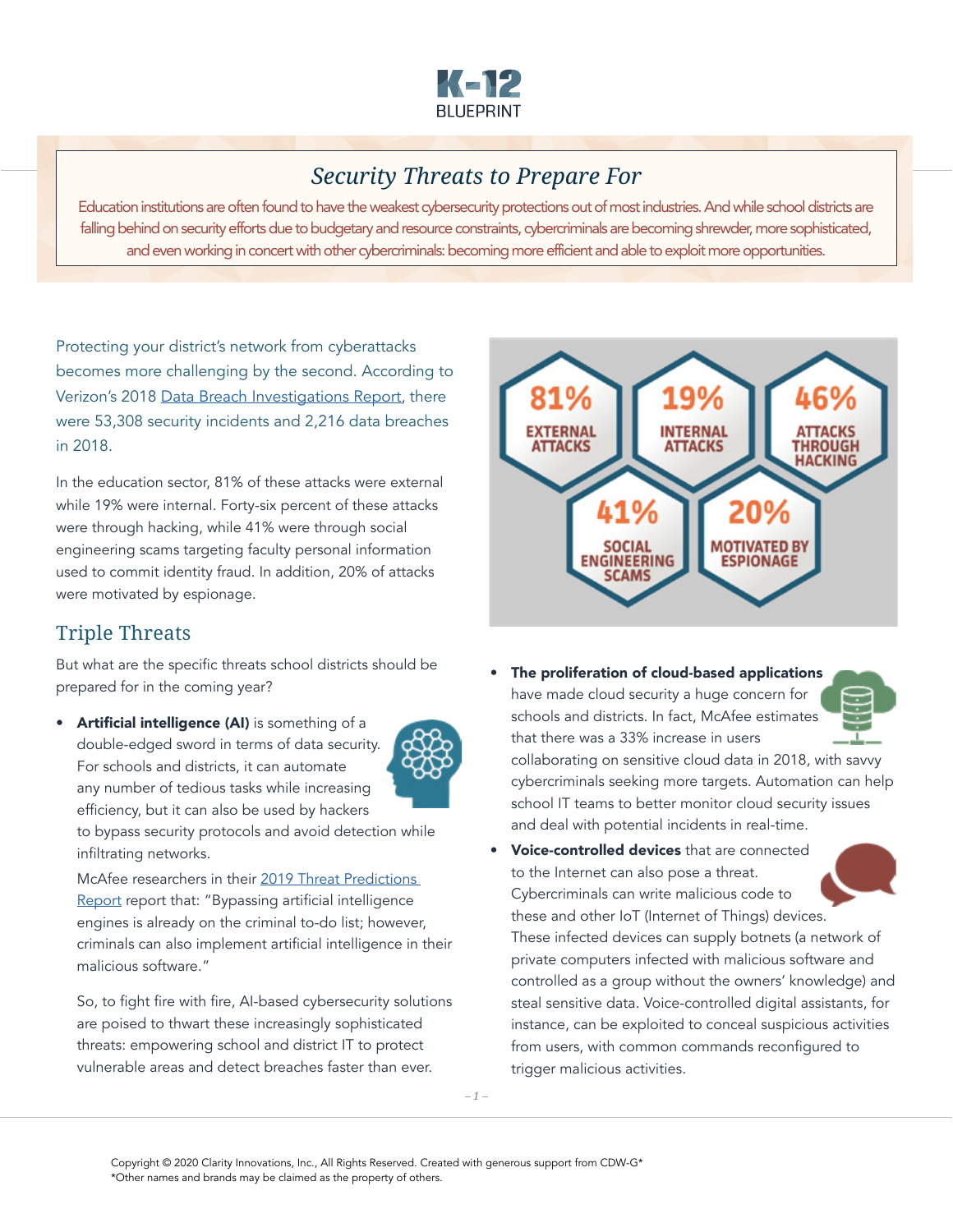# Security Threats to Prepare For

Education institutions are often found to have the weakest cybersecurity protections out of most industries. And while school districts are falling behind on security efforts due to budgetary and resource constraints, cybercriminals are becoming shrewder, more sophisticated, and even working in concert with other cybercriminals: becoming more efficient and able to exploit more opportunities.

Protecting your district's network from cyberattacks becomes more challenging by the second. According to Verizon's 2018 Data Breach Investigations Report, there were 53,308 security incidents and 2,216 data breaches in 2018.

In the education sector, 81% of these attacks were external while 19% were internal. Forty-six percent of these attacks were through hacking, while 41% were through social engineering scams targeting faculty personal information used to commit identity fraud. In addition, 20% of attacks were motivated by espionage.

**81%** EXTERNAL ATTACKS

**19%** INTERNAL ATTACKS

**46%** ATTACKS THROUGH HACKING

**41%** SOCIAL ENGINEERING SCAMS

**20%** MOTIVATED BY ESPIONAGE

## Triple Threats

But what are the specific threats school districts should be prepared for in the coming year?

- **Artificial intelligence (AI)** is something of a double-edged sword in terms of data security. For schools and districts, it can automate any number of tedious tasks while increasing efficiency, but it can also be used by hackers to bypass security protocols and avoid detection while infiltrating networks.

  McAfee researchers in their 2019 Threat Predictions Report report that: "Bypassing artificial intelligence engines is already on the criminal to-do list; however, criminals can also implement artificial intelligence in their malicious software."

  So, to fight fire with fire, AI-based cybersecurity solutions are poised to thwart these increasingly sophisticated threats: empowering school and district IT to protect vulnerable areas and detect breaches faster than ever.

- **The proliferation of cloud-based applications** have made cloud security a huge concern for schools and districts. In fact, McAfee estimates that there was a 33% increase in users collaborating on sensitive cloud data in 2018, with savvy cybercriminals seeking more targets. Automation can help school IT teams to better monitor cloud security issues and deal with potential incidents in real-time.

- **Voice-controlled devices** that are connected to the Internet can also pose a threat. Cybercriminals can write malicious code to these and other IoT (Internet of Things) devices. These infected devices can supply botnets (a network of private computers infected with malicious software and controlled as a group without the owners' knowledge) and steal sensitive data. Voice-controlled digital assistants, for instance, can be exploited to conceal suspicious activities from users, with common commands reconfigured to trigger malicious activities.

Copyright © 2020 Clarity Innovations, Inc., All Rights Reserved. Created with generous support from CDW-G*
*Other names and brands may be claimed as the property of others.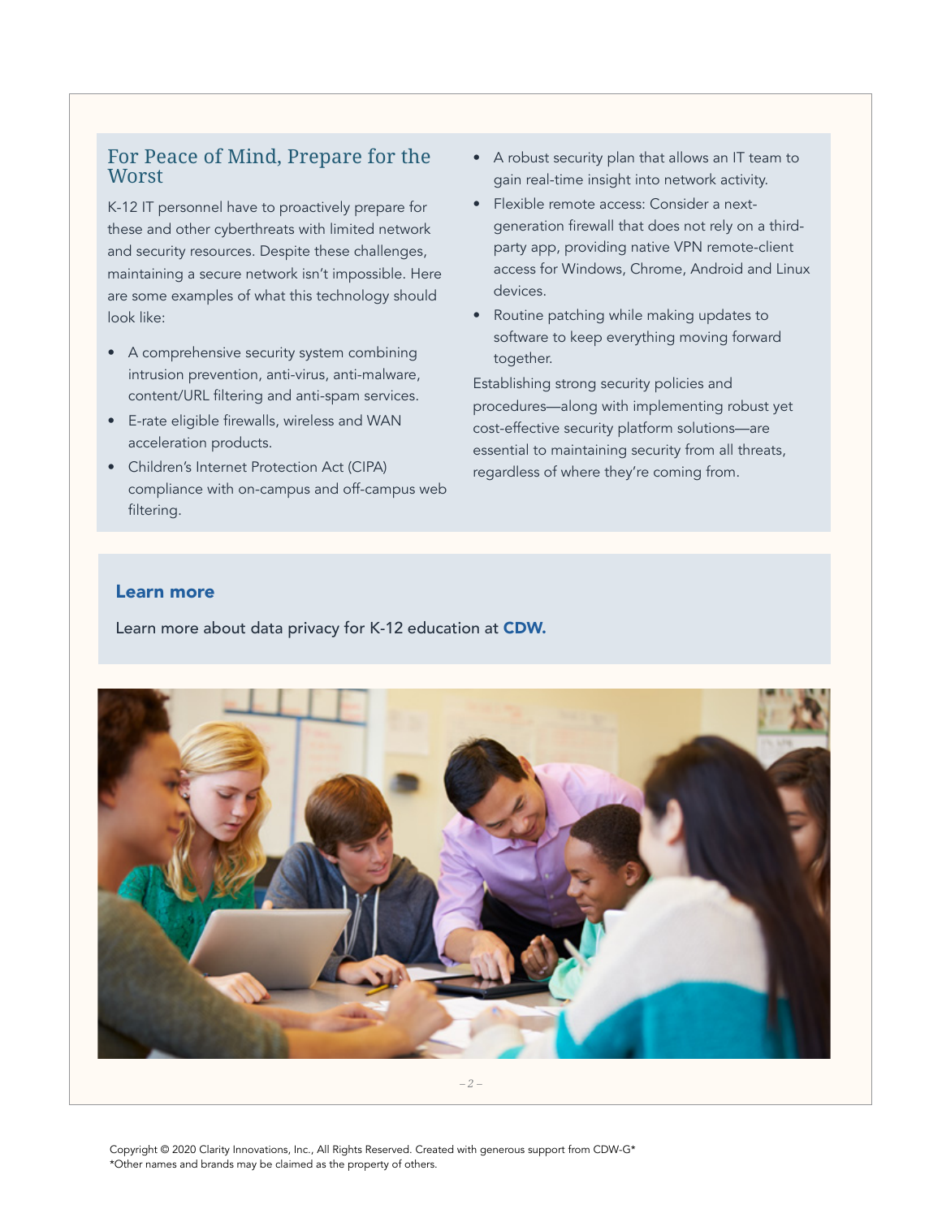## For Peace of Mind, Prepare for the Worst

K-12 IT personnel have to proactively prepare for these and other cyberthreats with limited network and security resources. Despite these challenges, maintaining a secure network isn't impossible. Here are some examples of what this technology should look like:

- A comprehensive security system combining intrusion prevention, anti-virus, anti-malware, content/URL filtering and anti-spam services.
- E-rate eligible firewalls, wireless and WAN acceleration products.
- Children's Internet Protection Act (CIPA) compliance with on-campus and off-campus web filtering.
- A robust security plan that allows an IT team to gain real-time insight into network activity.
- Flexible remote access: Consider a next-generation firewall that does not rely on a third-party app, providing native VPN remote-client access for Windows, Chrome, Android and Linux devices.
- Routine patching while making updates to software to keep everything moving forward together.

Establishing strong security policies and procedures—along with implementing robust yet cost-effective security platform solutions—are essential to maintaining security from all threats, regardless of where they're coming from.

### Learn more

Learn more about data privacy for K-12 education at **CDW.**

Copyright © 2020 Clarity Innovations, Inc., All Rights Reserved. Created with generous support from CDW-G*
*Other names and brands may be claimed as the property of others.